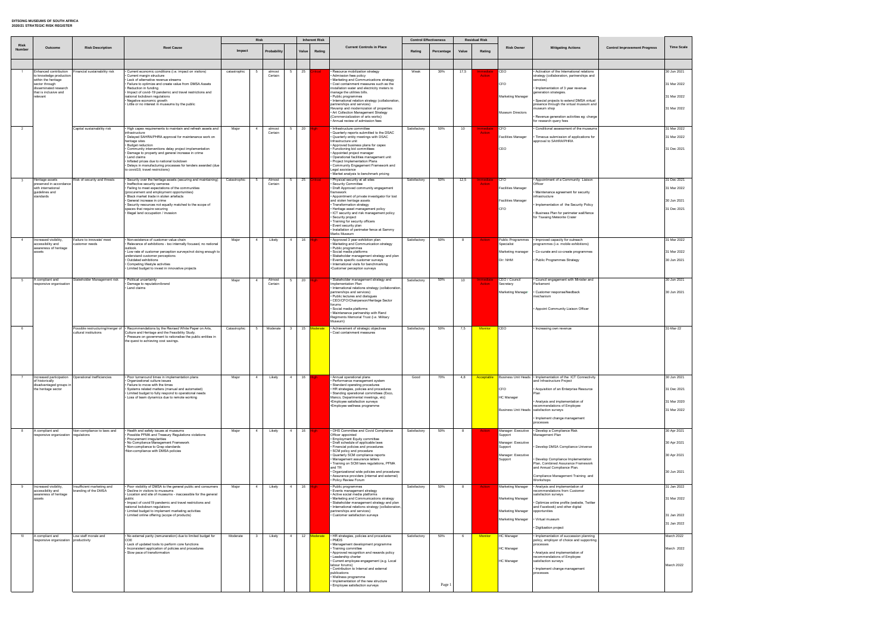**DITSONG MUSEUMS OF SOUTH AFRICA**
**2020/21 STRATEGIC RISK REGISTER**

| Risk Number | Outcome | Risk Description | Root Cause | Risk | | | | Inherent Risk | | Current Controls in Place | Control Effectiveness | | Residual Risk | | Risk Owner | Mitigating Actions | Control Improvement Progress | Time Scale |
|---|---|---|---|---|---|---|---|---|---|---|---|---|---|---|---|---|---|---|
| | | | | Impact | | Probability | | Value | Rating | | Rating | Percentage | Value | Rating | | | | |
| 1 | Enhanced contribution to knowledge production within the heritage sector through disseminated research that is inclusive and relevant | Financial sustainability risk | • Current economic conditions (i.e. impact on visitors)<br>• Current margin structure<br>• Lack of alternative revenue streams<br>• Failure to optimize and create value from DMSA Assets<br>• Reduction in funding<br>• Impact of covid-19 pandemic and travel restrictions and national lockdown regulations<br>• Negative economic growth<br>• Little or no interest in museums by the public | catastrophic | 5 | almost Certain | 5 | 25 | Critical | • Resource mobilization strategy<br>• Admission fees policy<br>• Marketing and Communications strategy<br>• Cost containment measures such as the installation water and electricity meters to manage the utilities bills.<br>• Public programmes<br>• International relation strategy (collaboration, partnerships and services)<br>Revamp and modernization of properties<br>• Art Collection Management Strategy (Commercialization of arts works)<br>• Annual review of admission fees | Weak | 30% | 17,5 | Immediate Action | CEO<br><br>CFO<br><br>Marketing Manager<br><br>Museum Directors | • Activation of the International relations strategy (collaboration, partnerships and services)<br><br>• Implementation of 3 year revenue generation strategies.<br><br>• Special projects to extend DMSA virtual presence through the virtual museum and museum shop<br><br>• Revenue generation activities eg: charge for research query fees | | 30 Jun 2021<br><br>31 Mar 2022<br><br>31 Mar 2022<br><br>31 Mar 2022 |
| 2 | | Capital sustainability risk | • High capex requirements to maintain and refresh assets and infrastructure<br>• Delayed SAHRA/PHRA approval for maintenance work on heritage sites<br>• Budget reduction<br>• Community interventions delay project implementation<br>• Damage to property and general increase in crime<br>• Land claims<br>• Inflated prices due to national lockdown<br>• Delays in manufacturing processes for tenders awarded (due to covid19, travel restrictions) | Major | 4 | almost Certain | 5 | 20 | High | • Infrastructure committee<br>• Quarterly reports submitted to the DSAC<br>• Quarterly entity meetings with DSAC Infrastructure unit<br>• Approved business plans for capex<br>• Functioning bid committees<br>• Appointed project manager<br>• Operational facilities management unit<br>• Project Implementation Plans<br>• Community Engagement Framework and Legal assistance<br>• Market analysis to benchmark pricing | Satisfactory | 50% | 10 | Immediate Action | CFO<br><br>Facilities Manager<br><br>CEO | • Conditional assessment of the museums<br><br>• Timeous submission of applications for approval to SAHRA/PHRA | | 31 Mar 2022<br><br>31 Mar 2022<br><br>31 Dec 2021 |
| 3 | Heritage assets preserved in accordance with international guidelines and standards | Risk of security and threats | • Security over the heritage assets (securing and maintaining)<br>• Ineffective security cameras<br>• Failing to meet expectations of the communities (procurement and employment opportunities)<br>• Black market trade in stolen artefacts<br>• General increase in crime<br>• Security resources not equally matched to the scope of spaces that require securing<br>• Illegal land occupation / invasion | Catastrophic | 5 | Almost Certain | 5 | 25 | Critical | • Physical security at all sites<br>• Security Committee<br>• Draft Approved community engagement framework<br>• Appointment of private investigator for lost and stolen heritage assets<br>• Transformation strategy<br>• Heritage asset management policy<br>• ICT security and risk management policy<br>• Security project<br>• Training for security officers<br>• Event security plan<br>• Installation of perimeter fence at Sammy Marks Museum | Satisfactory | 50% | 12,5 | Immediate Action | CFO<br><br>Facilities Manager<br><br>Facilities Manager<br><br>CFO | • Appointment of a Community Liaison Officer<br><br>• Maintenance agreement for security infrastructure<br><br>• Implementation of the Security Policy<br><br>• Business Plan for perimeter wall/fence for Tswaing Meteorite Crater | | 31 Dec 2021<br><br>31 Mar 2022<br><br>30 Jun 2021<br><br>31 Dec 2021 |
| 4 | Increased visibility, accessibility and awareness of heritage assets | Failure to innovate/ meet customer needs | • Non-existence of customer value chain<br>• Relevance of exhibitions - too internally focused, no national outlook.<br>• Low rate of customer perception surveys/not doing enough to understand customer perceptions<br>• Outdated exhibitions<br>• Competing lifestyle activities<br>• Limited budget to invest in innovative projects | Major | 4 | Likely | 4 | 16 | High | • Approved 3 year exhibition plan<br>• Marketing and Communication strategy<br>• Public programmes<br>• Social media platforms<br>• Stakeholder management strategy and plan<br>• Events specific customer surveys<br>• International visits for benchmarking<br>•Customer perception surveys | Satisfactory | 50% | 8 | Action | Public Programmes Specialist<br><br>Marketing manager<br><br>Dir: NHM | • Improved capacity for outreach programmes (i.e. mobile exhibitions)<br><br>• Co-curate and co-create programmes<br><br>• Public Programmes Strategy | | 31 Mar 2022<br><br>31 Mar 2022<br><br>30 Jun 2021 |
| 5 | A compliant and responsive organisation | Stakeholder Management risk | • Political uncertainty<br>• Damage to reputation/brand<br>• Land claims | Major | 4 | Almost Certain | 5 | 20 | High | • Stakeholder management strategy and Implementation Plan<br>• International relations strategy (collaboration, partnerships and services)<br>• Public lectures and dialogues<br>• CEO/CFO/Chairperson/Heritage Sector forums<br>• Social media platforms<br>• Maintenance partnership with Rand Regiments Memorial Trust (i.e. Military Museum) | Satisfactory | 50% | 10 | Immediate Action | CEO / Council Secretary<br><br>Marketing Manager | • Council engagement with Minister and Parliament<br><br>• Customer response/feedback mechanism<br><br>• Appoint Community Liaison Officer | | 30 Jun 2021<br><br>30 Jun 2021 |
| 6 | | Possible restructuring/merger of cultural institutions | • Recommendations by the Revised White Paper on Arts, Culture and Heritage and the Feasibility Study.<br>• Pressure on government to rationalise the public entities in the quest to achieving cost savings. | Catastrophic | 5 | Moderate | 3 | 15 | Moderate | • Achievement of strategic objectives<br>• Cost containment measures | Satisfactory | 50% | 7,5 | Monitor | CEO | • Increasing own revenue | | 31-Mar-22 |
| 7 | Increased participation of historically disadvantaged groups in the heritage sector | Operational Inefficiencies | • Poor turnaround times in implementation plans<br>• Organizational culture issues<br>• Failure to move with the times<br>• Systems related matters (manual and automated)<br>• Limited budget to fully respond to operational needs<br>• Loss of team dynamics due to remote working | Major | 4 | Likely | 4 | 16 | High | • Annual operational plans<br>• Performance management system<br>• Standard operating procedures<br>• HR strategies, policies and procedures<br>• Standing operational committees (Exco, Manco, Departmental meetings, etc)<br>•Employee satisfaction surveys<br>•Employee wellness programme | Good | 70% | 4,8 | Acceptable | Business Unit Heads<br><br>CFO<br><br>HC Manager<br><br>Business Unit Heads | • Implementation of the ICT Connectivity and Infrastructure Project<br><br>• Acquisition of an Enterprise Resource Plan<br><br>• Analysis and implementation of recommendations of Employee satisfaction surveys<br><br>• Implement change management processes | | 30 Jun 2021<br><br>31 Dec 2021<br><br>31 Mar 2020<br><br>31 Mar 2022 |
| 8 | A compliant and responsive organization | Non-compliance to laws and regulations | • Health and safety issues at museums<br>• Possible PFMA and Treasury Regulations violations<br>• Procurement irregularities<br>• No Compliance Management Framework<br>• Non-compliance to Grap standards<br>•Non-compliance with DMSA policies | Major | 4 | Likely | 4 | 16 | High | • OHS Committee and Covid Compliance Officer appointed<br>• Employment Equity committee<br>• Draft schedule of applicable laws<br>• Financial policies and procedures<br>• SCM policy and procedure<br>• Quarterly SCM compliance reports<br>• Management assurance letters<br>• Training on SCM laws regulations, PFMA and TR<br>• Organizational wide policies and procedures<br>• Assurance providers (internal and external)<br>• Policy Review Forum | Satisfactory | 50% | 8 | Action | Manager: Executive Support<br><br>Manager: Executive Support<br><br>Manager: Executive Support | • Develop a Compliance Risk Management Plan<br><br>• Develop DMSA Compliance Universe<br><br>• Develop Compliance Implementation Plan, Combined Assurance Framework and Annual Compliance Plan.<br><br>Compliance Management Training and Workshops | | 30 Apr 2021<br><br>30 Apr 2021<br><br>30 Apr 2021<br><br>30 Jun 2021 |
| 9 | Increased visibility, accessibility and awareness of heritage assets | Insufficient marketing and branding of the DMSA | • Poor visibility of DMSA to the general public and consumers<br>• Decline in visitors to museums<br>• Location and site of museums - inaccessible for the general public<br>• Impact of covid19 pandemic and travel restrictions and national lockdown regulations<br>• Limited budget to implement marketing activities<br>• Limited online offering (scope of products) | Major | 4 | Likely | 4 | 16 | High | • Public programmes<br>• Events management strategy<br>• Active social media platforms<br>• Marketing and Communications strategy<br>• Stakeholder management strategy and plan<br>• International relations strategy (collaboration, partnerships and services)<br>• Customer satisfaction surveys | Satisfactory | 50% | 8 | Action | Marketing Manager<br><br>Marketing Manager<br><br>Marketing Manager<br><br>Marketing Manager | • Analysis and implementation of recommendations from Customer satisfaction surveys<br><br>• Optimize online profile (website, Twitter and Facebook) and other digital opportunities<br><br>• Virtual museum<br><br>• Digitization project | | 31 Jan 2022<br><br>31 Mar 2022<br><br>31 Jan 2022<br><br>31 Jan 2022 |
| 10 | A compliant and responsive organization | Low staff morale and productivity | • No external parity (remuneration) due to limited budget for COE<br>• Lack of updated tools to perform core functions<br>• Inconsistent application of policies and procedures<br>• Slow pace of transformation | Moderate | 3 | Likely | 4 | 12 | Moderate | • HR strategies, policies and procedures<br>• PMDS<br>• Management development programme<br>• Training committee<br>• Approved recognition and rewards policy<br>• Leadership charter<br>• Current employee engagement (e.g. Local labour forums)<br>• Contribution to Internal and external publications<br>• Wellness programme<br>• Implementation of the new structure<br>• Employee satisfaction surveys | Satisfactory | 50% | 6 | Monitor | HC Manager<br><br>HC Manager<br><br>HC Manager | • Implementation of succession planning policy, employer of choice and supporting processes<br><br>• Analysis and implementation of recommendations of Employee satisfaction surveys<br><br>• Implement change management processes | | March 2022<br><br>March 2022<br><br>March 2022 |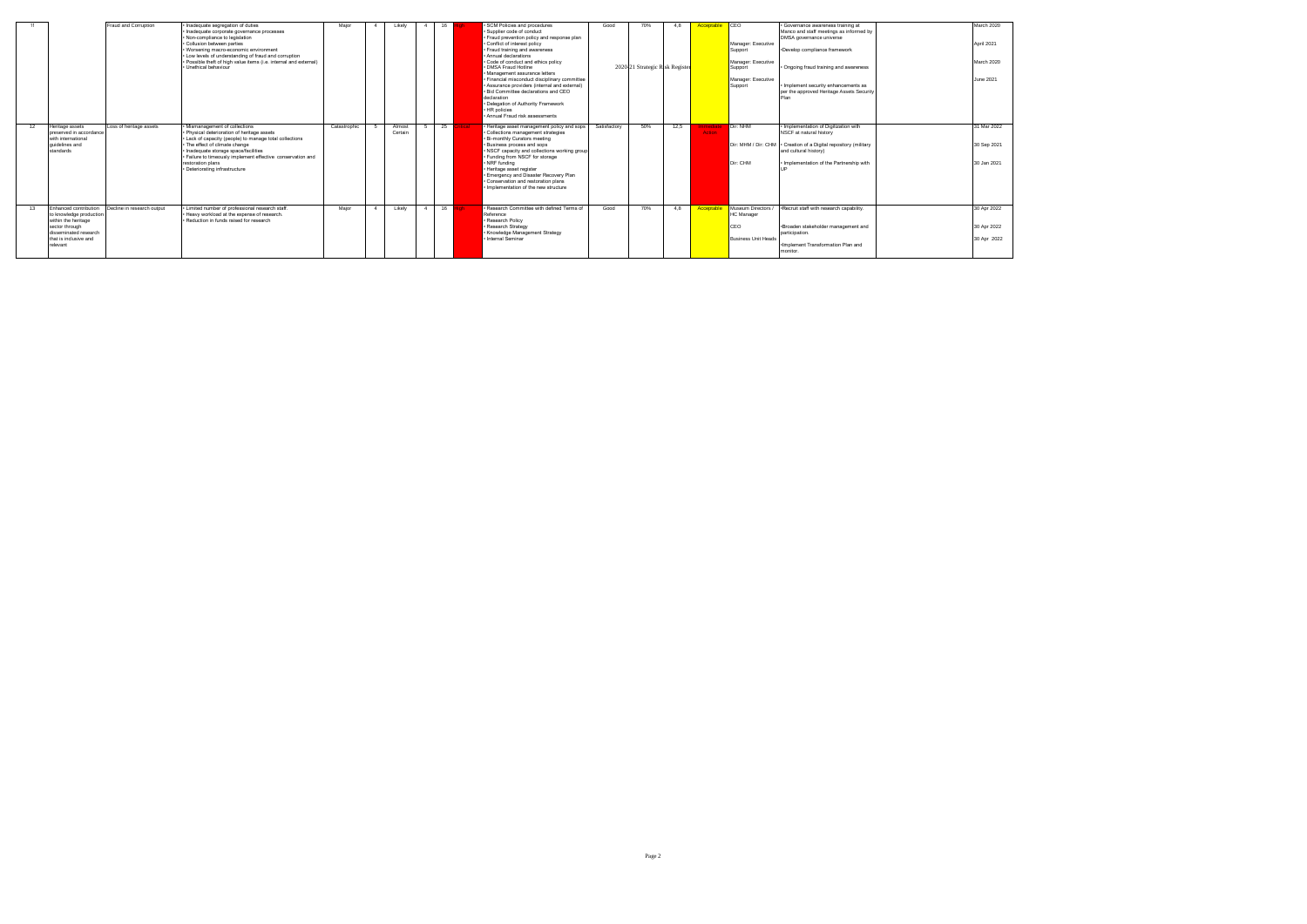| | | | | | | | | | | | | | | | | | | |
|---|---|---|---|---|---|---|---|---|---|---|---|---|---|---|---|---|---|---|
| 11 | | Fraud and Corruption | • Inadequate segregation of duties<br>• Inadequate corporate governance processes<br>• Non-compliance to legislation<br>• Collusion between parties<br>• Worsening macro-economic environment<br>• Low levels of understanding of fraud and corruption<br>• Possible theft of high value items (i.e. internal and external)<br>• Unethical behaviour | Major | 4 | Likely | 4 | 16 | High | • SCM Policies and procedures<br>• Supplier code of conduct<br>• Fraud prevention policy and response plan<br>• Conflict of interest policy<br>• Fraud training and awareness<br>• Annual declarations<br>• Code of conduct and ethics policy<br>• DMSA Fraud Hotline<br>• Management assurance letters<br>• Financial misconduct disciplinary committee<br>• Assurance providers (internal and external)<br>• Bid Committee declarations and CEO declaration<br>• Delegation of Authority Framework<br>• HR policies<br>• Annual Fraud risk assessments | Good | 70% | 4,8 | Acceptable | CEO<br><br>Manager: Executive Support<br><br>Manager: Executive Support<br><br>Manager: Executive Support | • Governance awareness training at Manco and staff meetings as informed by DMSA governance universe<br><br>•Develop compliance framework<br><br>• Ongoing fraud training and awareness<br><br>• Implement security enhancements as per the approved Heritage Assets Security Plan | | March 2020<br><br>April 2021<br><br>March 2020<br><br>June 2021 |
| 12 | Heritage assets preserved in accordance with international guidelines and standards | Loss of heritage assets | • Mismanagement of collections<br>• Physical deterioration of heritage assets<br>• Lack of capacity (people) to manage total collections<br>• The effect of climate change<br>• Inadequate storage space/facilities<br>• Failure to timeously implement effective conservation and restoration plans<br>• Deteriorating infrastructure | Catastrophic | 5 | Almost Certain | 5 | 25 | Critical | • Heritage asset management policy and sops<br>• Collections management strategies<br>• Bi-monthly Curators meeting<br>• Business process and sops<br>• NSCF capacity and collections working group<br>• Funding from NSCF for storage<br>• NRF funding<br>• Heritage asset register<br>• Emergency and Disaster Recovery Plan<br>• Conservation and restoration plans<br>• Implementation of the new structure | Satisfactory | 50% | 12,5 | Immediate Action | Dir: NHM<br><br>Dir: MHM / Dir: CHM<br><br>Dir: CHM | • Implementation of Digitization with NSCF at natural history<br><br>• Creation of a Digital repository (military and cultural history)<br><br>• Implementation of the Partnership with UP | | 31 Mar 2022<br><br>30 Sep 2021<br><br>30 Jan 2021 |
| 13 | Enhanced contribution to knowledge production within the heritage sector through disseminated research that is inclusive and relevant | Decline in research output | • Limited number of professional research staff.<br>• Heavy workload at the expense of research.<br>• Reduction in funds raised for research | Major | 4 | Likely | 4 | 16 | High | • Research Committee with defined Terms of Reference<br>• Research Policy<br>• Research Strategy<br>• Knowledge Management Strategy<br>• Internal Seminar | Good | 70% | 4,8 | Acceptable | Museum Directors / HC Manager<br><br>CEO<br><br>Business Unit Heads | •Recruit staff with research capability.<br><br>•Broaden stakeholder management and participation.<br><br>•Implement Transformation Plan and monitor. | | 30 Apr 2022<br><br>30 Apr 2022<br><br>30 Apr 2022 |

2020/21 Strategic Risk Register